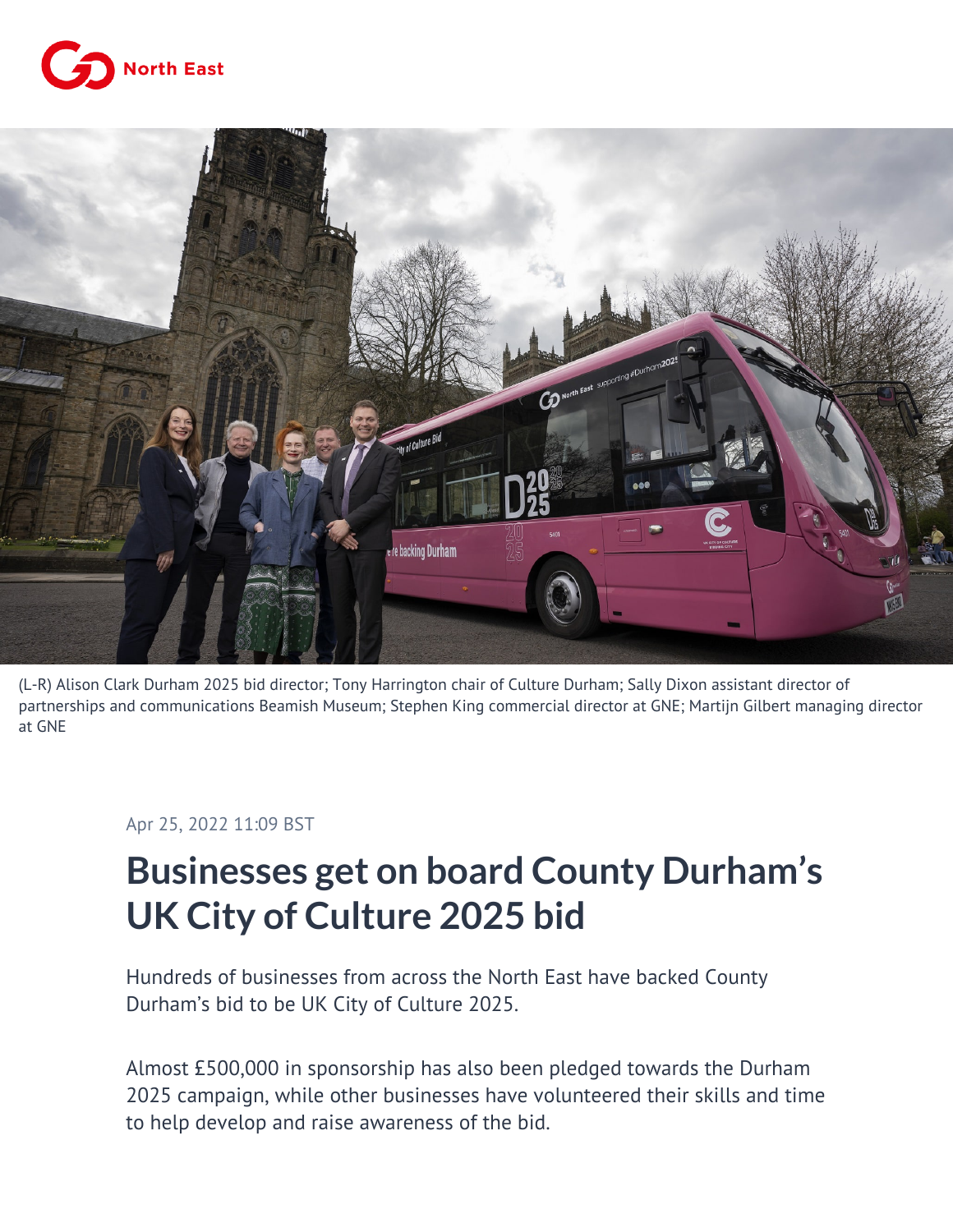(L-R) Alison Clark Durham 2025 bid director; Tony Harrington chair of Culture Durham; Sally Dixon assistant director of partnerships and communications Beamish Museum; Stephen King commercial director at GNE; Martijn Gilbert managing director at GNE

Apr 25, 2022 11:09 BST

# Businesses get on board County Durham's UK City of Culture 2025 bid

Hundreds of businesses from across the North East have backed County Durham's bid to be UK City of Culture 2025.

Almost £500,000 in sponsorship has also been pledged towards the Durham 2025 campaign, while other businesses have volunteered their skills and time to help develop and raise awareness of the bid.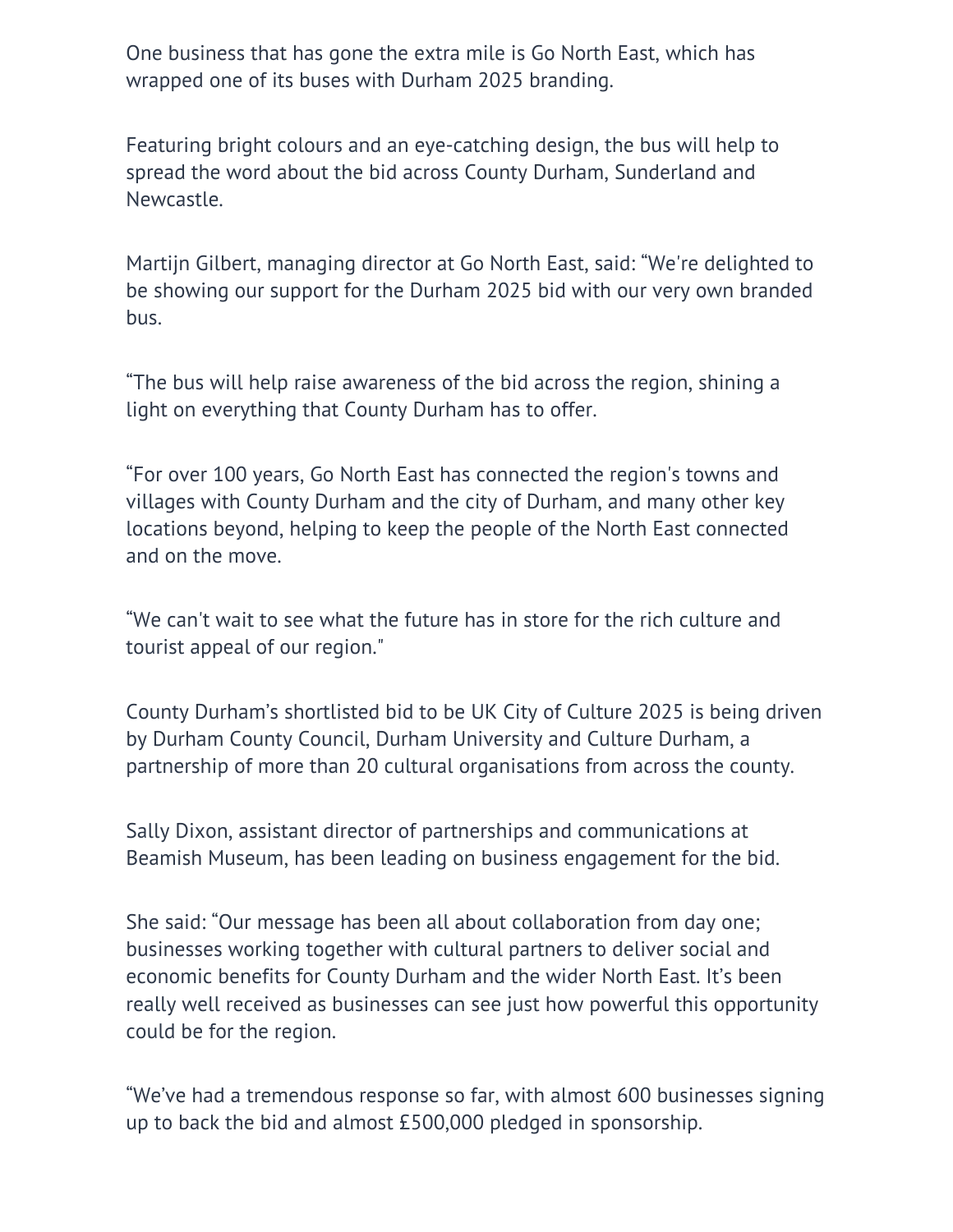One business that has gone the extra mile is Go North East, which has wrapped one of its buses with Durham 2025 branding.

Featuring bright colours and an eye-catching design, the bus will help to spread the word about the bid across County Durham, Sunderland and Newcastle.

Martijn Gilbert, managing director at Go North East, said: "We're delighted to be showing our support for the Durham 2025 bid with our very own branded bus.

"The bus will help raise awareness of the bid across the region, shining a light on everything that County Durham has to offer.

"For over 100 years, Go North East has connected the region's towns and villages with County Durham and the city of Durham, and many other key locations beyond, helping to keep the people of the North East connected and on the move.

"We can't wait to see what the future has in store for the rich culture and tourist appeal of our region."

County Durham's shortlisted bid to be UK City of Culture 2025 is being driven by Durham County Council, Durham University and Culture Durham, a partnership of more than 20 cultural organisations from across the county.

Sally Dixon, assistant director of partnerships and communications at Beamish Museum, has been leading on business engagement for the bid.

She said: "Our message has been all about collaboration from day one; businesses working together with cultural partners to deliver social and economic benefits for County Durham and the wider North East. It's been really well received as businesses can see just how powerful this opportunity could be for the region.

"We've had a tremendous response so far, with almost 600 businesses signing up to back the bid and almost £500,000 pledged in sponsorship.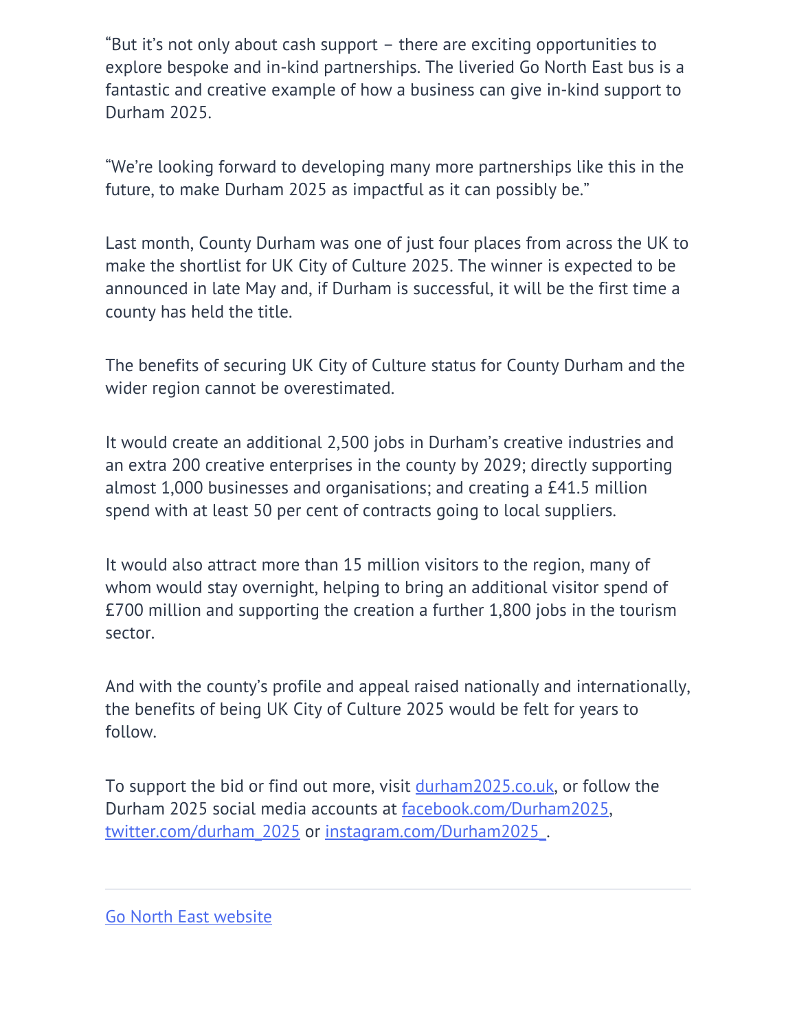“But it’s not only about cash support – there are exciting opportunities to explore bespoke and in-kind partnerships. The liveried Go North East bus is a fantastic and creative example of how a business can give in-kind support to Durham 2025.

“We’re looking forward to developing many more partnerships like this in the future, to make Durham 2025 as impactful as it can possibly be.”

Last month, County Durham was one of just four places from across the UK to make the shortlist for UK City of Culture 2025. The winner is expected to be announced in late May and, if Durham is successful, it will be the first time a county has held the title.

The benefits of securing UK City of Culture status for County Durham and the wider region cannot be overestimated.

It would create an additional 2,500 jobs in Durham’s creative industries and an extra 200 creative enterprises in the county by 2029; directly supporting almost 1,000 businesses and organisations; and creating a £41.5 million spend with at least 50 per cent of contracts going to local suppliers.

It would also attract more than 15 million visitors to the region, many of whom would stay overnight, helping to bring an additional visitor spend of £700 million and supporting the creation a further 1,800 jobs in the tourism sector.

And with the county’s profile and appeal raised nationally and internationally, the benefits of being UK City of Culture 2025 would be felt for years to follow.

To support the bid or find out more, visit [durham2025.co.uk](durham2025.co.uk), or follow the Durham 2025 social media accounts at [facebook.com/Durham2025](facebook.com/Durham2025), [twitter.com/durham_2025](twitter.com/durham_2025) or [instagram.com/Durham2025_](instagram.com/Durham2025_).

---

[Go North East website]()